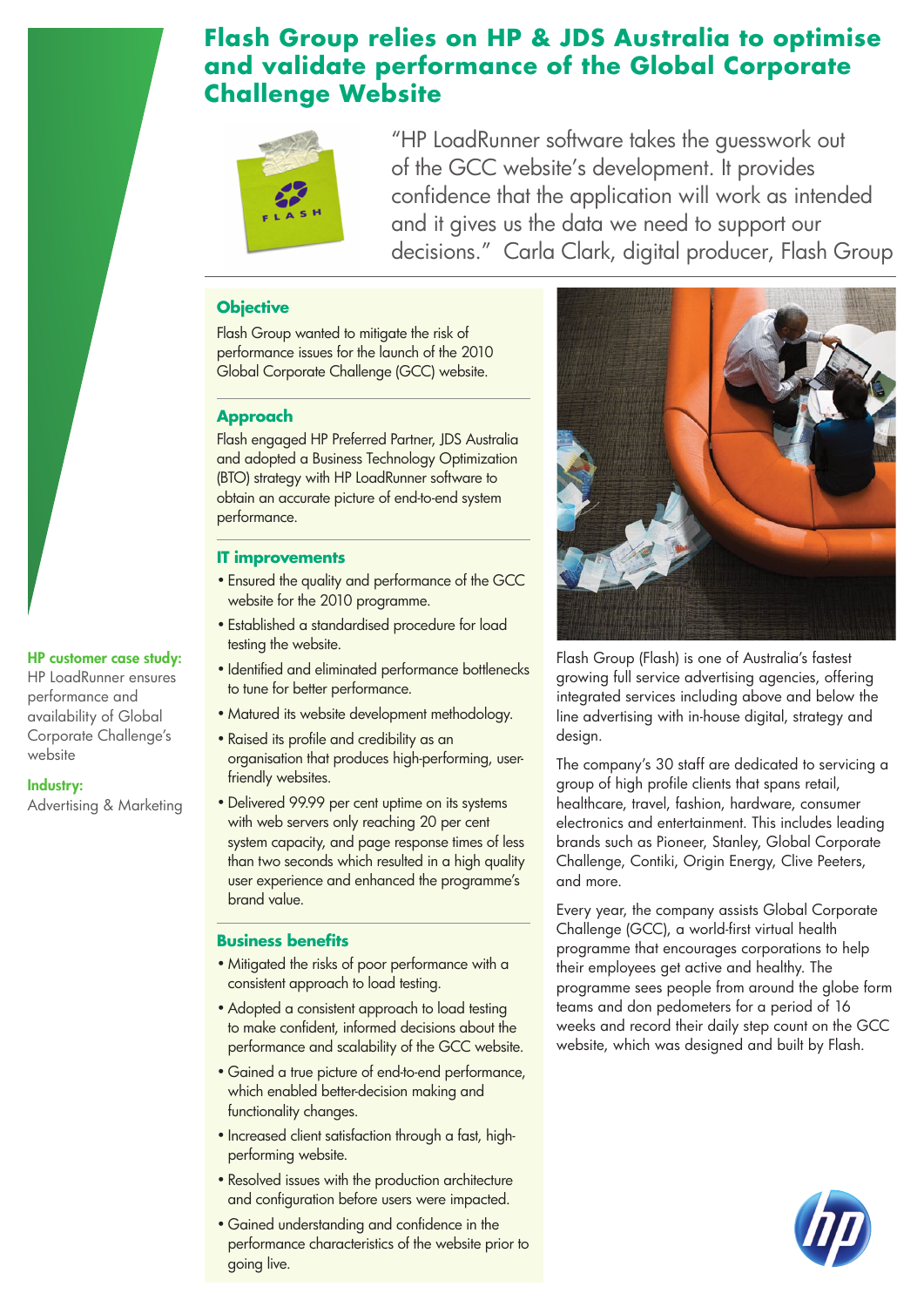# Flash Group relies on HP & JDS Australia to optimise and validate performance of the Global Corporate Challenge Website

"HP LoadRunner software takes the guesswork out of the GCC website's development. It provides confidence that the application will work as intended and it gives us the data we need to support our decisions." Carla Clark, digital producer, Flash Group

**HP customer case study:**
HP LoadRunner ensures performance and availability of Global Corporate Challenge's website

**Industry:**
Advertising & Marketing

### Objective

Flash Group wanted to mitigate the risk of performance issues for the launch of the 2010 Global Corporate Challenge (GCC) website.

### Approach

Flash engaged HP Preferred Partner, JDS Australia and adopted a Business Technology Optimization (BTO) strategy with HP LoadRunner software to obtain an accurate picture of end-to-end system performance.

### IT improvements

- Ensured the quality and performance of the GCC website for the 2010 programme.
- Established a standardised procedure for load testing the website.
- Identified and eliminated performance bottlenecks to tune for better performance.
- Matured its website development methodology.
- Raised its profile and credibility as an organisation that produces high-performing, user-friendly websites.
- Delivered 99.99 per cent uptime on its systems with web servers only reaching 20 per cent system capacity, and page response times of less than two seconds which resulted in a high quality user experience and enhanced the programme's brand value.

### Business benefits

- Mitigated the risks of poor performance with a consistent approach to load testing.
- Adopted a consistent approach to load testing to make confident, informed decisions about the performance and scalability of the GCC website.
- Gained a true picture of end-to-end performance, which enabled better-decision making and functionality changes.
- Increased client satisfaction through a fast, high-performing website.
- Resolved issues with the production architecture and configuration before users were impacted.
- Gained understanding and confidence in the performance characteristics of the website prior to going live.

Flash Group (Flash) is one of Australia's fastest growing full service advertising agencies, offering integrated services including above and below the line advertising with in-house digital, strategy and design.

The company's 30 staff are dedicated to servicing a group of high profile clients that spans retail, healthcare, travel, fashion, hardware, consumer electronics and entertainment. This includes leading brands such as Pioneer, Stanley, Global Corporate Challenge, Contiki, Origin Energy, Clive Peeters, and more.

Every year, the company assists Global Corporate Challenge (GCC), a world-first virtual health programme that encourages corporations to help their employees get active and healthy. The programme sees people from around the globe form teams and don pedometers for a period of 16 weeks and record their daily step count on the GCC website, which was designed and built by Flash.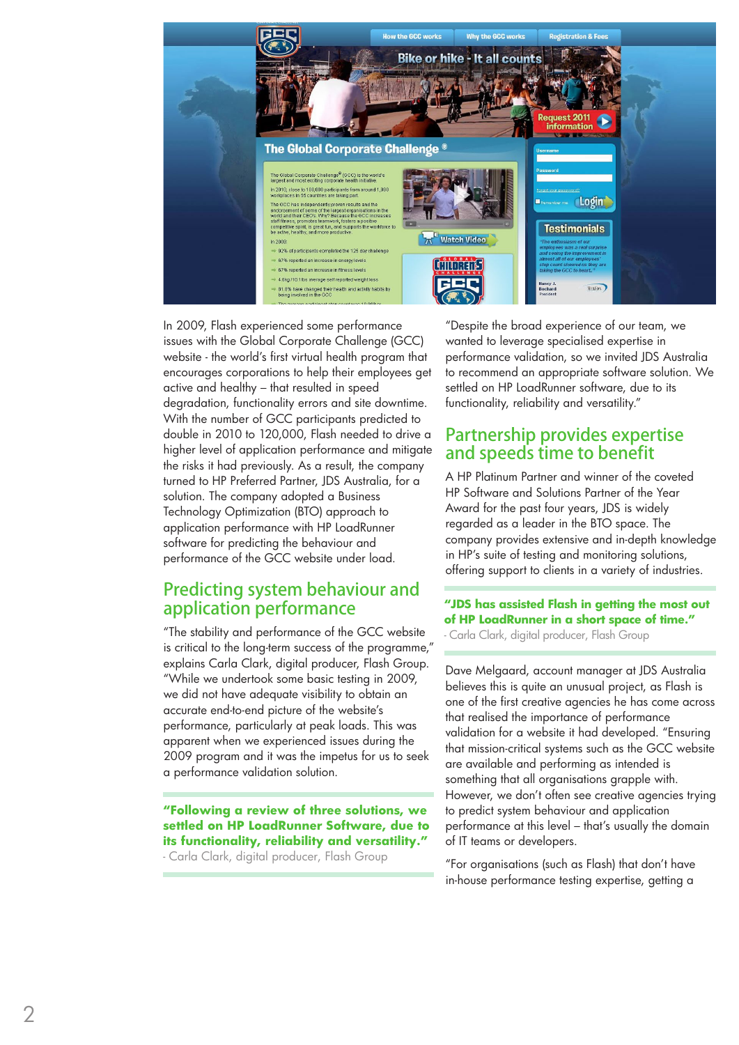In 2009, Flash experienced some performance issues with the Global Corporate Challenge (GCC) website - the world's first virtual health program that encourages corporations to help their employees get active and healthy – that resulted in speed degradation, functionality errors and site downtime. With the number of GCC participants predicted to double in 2010 to 120,000, Flash needed to drive a higher level of application performance and mitigate the risks it had previously. As a result, the company turned to HP Preferred Partner, JDS Australia, for a solution. The company adopted a Business Technology Optimization (BTO) approach to application performance with HP LoadRunner software for predicting the behaviour and performance of the GCC website under load.

## Predicting system behaviour and application performance

"The stability and performance of the GCC website is critical to the long-term success of the programme," explains Carla Clark, digital producer, Flash Group. "While we undertook some basic testing in 2009, we did not have adequate visibility to obtain an accurate end-to-end picture of the website's performance, particularly at peak loads. This was apparent when we experienced issues during the 2009 program and it was the impetus for us to seek a performance validation solution.

**"Following a review of three solutions, we settled on HP LoadRunner Software, due to its functionality, reliability and versatility."**
- Carla Clark, digital producer, Flash Group

"Despite the broad experience of our team, we wanted to leverage specialised expertise in performance validation, so we invited JDS Australia to recommend an appropriate software solution. We settled on HP LoadRunner software, due to its functionality, reliability and versatility."

## Partnership provides expertise and speeds time to benefit

A HP Platinum Partner and winner of the coveted HP Software and Solutions Partner of the Year Award for the past four years, JDS is widely regarded as a leader in the BTO space. The company provides extensive and in-depth knowledge in HP's suite of testing and monitoring solutions, offering support to clients in a variety of industries.

**"JDS has assisted Flash in getting the most out of HP LoadRunner in a short space of time."**
- Carla Clark, digital producer, Flash Group

Dave Melgaard, account manager at JDS Australia believes this is quite an unusual project, as Flash is one of the first creative agencies he has come across that realised the importance of performance validation for a website it had developed. "Ensuring that mission-critical systems such as the GCC website are available and performing as intended is something that all organisations grapple with. However, we don't often see creative agencies trying to predict system behaviour and application performance at this level – that's usually the domain of IT teams or developers.

"For organisations (such as Flash) that don't have in-house performance testing expertise, getting a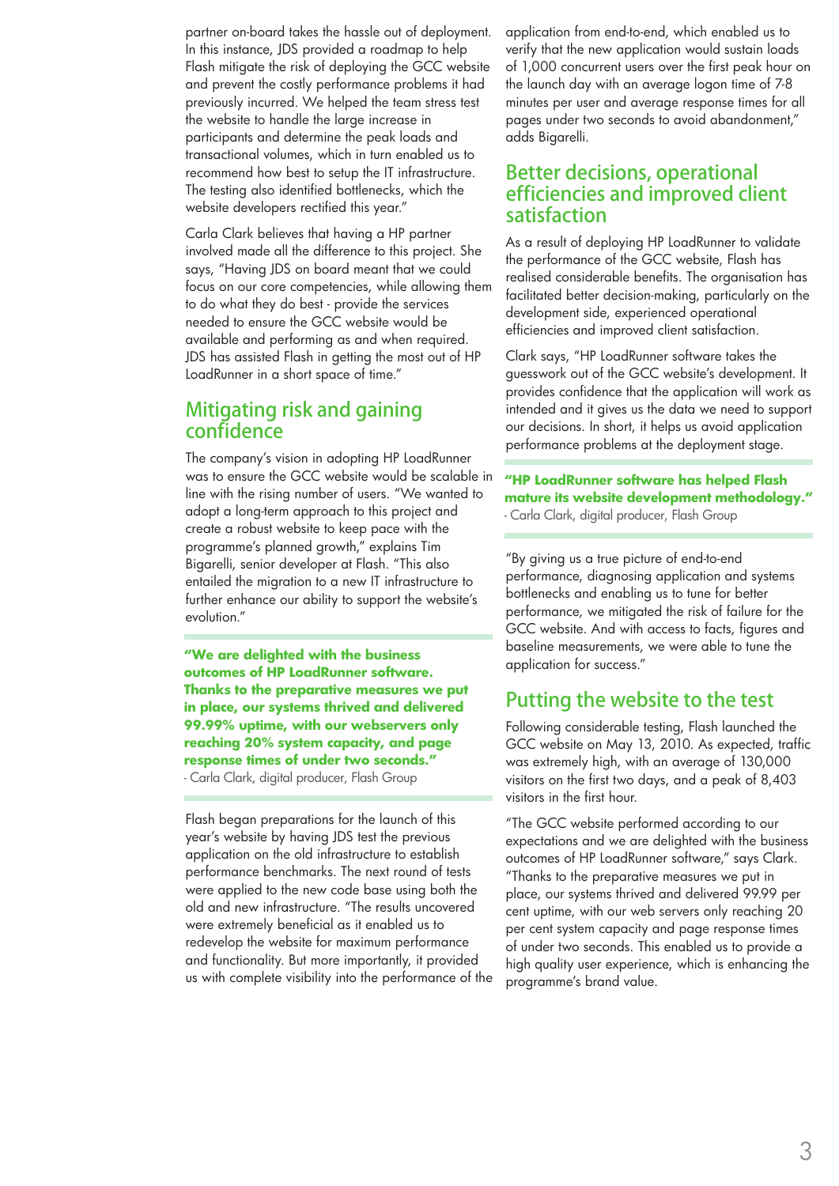partner on-board takes the hassle out of deployment. In this instance, JDS provided a roadmap to help Flash mitigate the risk of deploying the GCC website and prevent the costly performance problems it had previously incurred. We helped the team stress test the website to handle the large increase in participants and determine the peak loads and transactional volumes, which in turn enabled us to recommend how best to setup the IT infrastructure. The testing also identified bottlenecks, which the website developers rectified this year."

Carla Clark believes that having a HP partner involved made all the difference to this project. She says, "Having JDS on board meant that we could focus on our core competencies, while allowing them to do what they do best - provide the services needed to ensure the GCC website would be available and performing as and when required. JDS has assisted Flash in getting the most out of HP LoadRunner in a short space of time."

## Mitigating risk and gaining confidence

The company's vision in adopting HP LoadRunner was to ensure the GCC website would be scalable in line with the rising number of users. "We wanted to adopt a long-term approach to this project and create a robust website to keep pace with the programme's planned growth," explains Tim Bigarelli, senior developer at Flash. "This also entailed the migration to a new IT infrastructure to further enhance our ability to support the website's evolution."

**"We are delighted with the business outcomes of HP LoadRunner software. Thanks to the preparative measures we put in place, our systems thrived and delivered 99.99% uptime, with our webservers only reaching 20% system capacity, and page response times of under two seconds."**
- Carla Clark, digital producer, Flash Group

Flash began preparations for the launch of this year's website by having JDS test the previous application on the old infrastructure to establish performance benchmarks. The next round of tests were applied to the new code base using both the old and new infrastructure. "The results uncovered were extremely beneficial as it enabled us to redevelop the website for maximum performance and functionality. But more importantly, it provided us with complete visibility into the performance of the application from end-to-end, which enabled us to verify that the new application would sustain loads of 1,000 concurrent users over the first peak hour on the launch day with an average logon time of 7-8 minutes per user and average response times for all pages under two seconds to avoid abandonment," adds Bigarelli.

## Better decisions, operational efficiencies and improved client satisfaction

As a result of deploying HP LoadRunner to validate the performance of the GCC website, Flash has realised considerable benefits. The organisation has facilitated better decision-making, particularly on the development side, experienced operational efficiencies and improved client satisfaction.

Clark says, "HP LoadRunner software takes the guesswork out of the GCC website's development. It provides confidence that the application will work as intended and it gives us the data we need to support our decisions. In short, it helps us avoid application performance problems at the deployment stage.

**"HP LoadRunner software has helped Flash mature its website development methodology."**
- Carla Clark, digital producer, Flash Group

"By giving us a true picture of end-to-end performance, diagnosing application and systems bottlenecks and enabling us to tune for better performance, we mitigated the risk of failure for the GCC website. And with access to facts, figures and baseline measurements, we were able to tune the application for success."

## Putting the website to the test

Following considerable testing, Flash launched the GCC website on May 13, 2010. As expected, traffic was extremely high, with an average of 130,000 visitors on the first two days, and a peak of 8,403 visitors in the first hour.

"The GCC website performed according to our expectations and we are delighted with the business outcomes of HP LoadRunner software," says Clark. "Thanks to the preparative measures we put in place, our systems thrived and delivered 99.99 per cent uptime, with our web servers only reaching 20 per cent system capacity and page response times of under two seconds. This enabled us to provide a high quality user experience, which is enhancing the programme's brand value.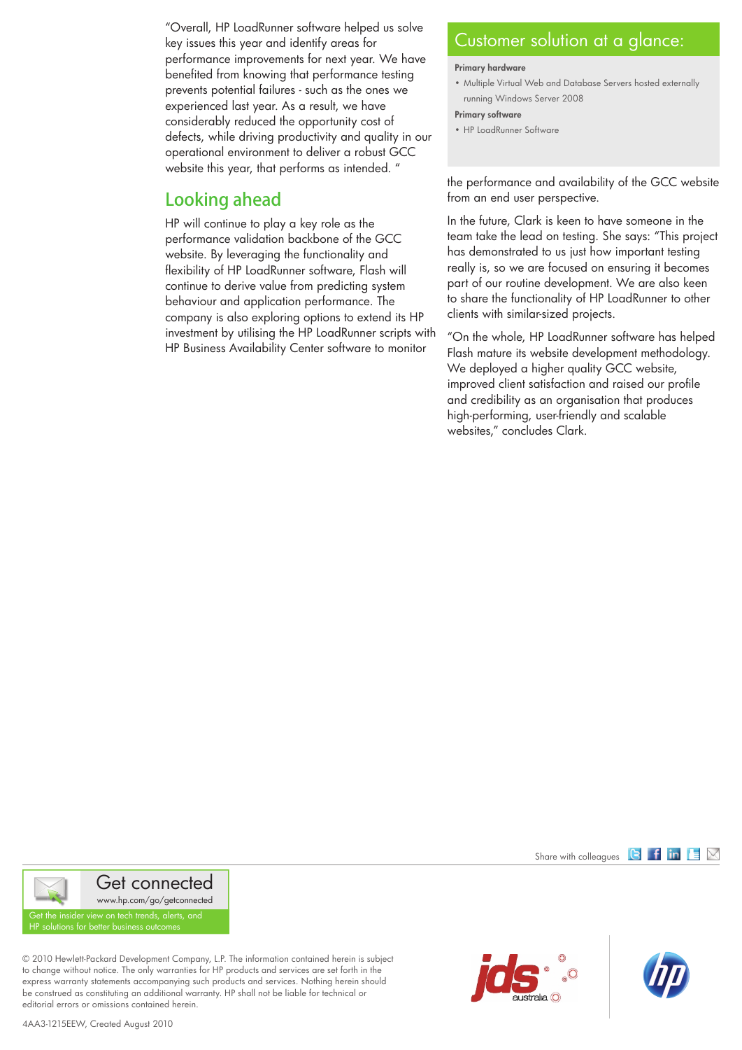"Overall, HP LoadRunner software helped us solve key issues this year and identify areas for performance improvements for next year. We have benefited from knowing that performance testing prevents potential failures - such as the ones we experienced last year. As a result, we have considerably reduced the opportunity cost of defects, while driving productivity and quality in our operational environment to deliver a robust GCC website this year, that performs as intended. "

## Looking ahead

HP will continue to play a key role as the performance validation backbone of the GCC website. By leveraging the functionality and flexibility of HP LoadRunner software, Flash will continue to derive value from predicting system behaviour and application performance. The company is also exploring options to extend its HP investment by utilising the HP LoadRunner scripts with HP Business Availability Center software to monitor the performance and availability of the GCC website from an end user perspective.

In the future, Clark is keen to have someone in the team take the lead on testing. She says: "This project has demonstrated to us just how important testing really is, so we are focused on ensuring it becomes part of our routine development. We are also keen to share the functionality of HP LoadRunner to other clients with similar-sized projects.

"On the whole, HP LoadRunner software has helped Flash mature its website development methodology. We deployed a higher quality GCC website, improved client satisfaction and raised our profile and credibility as an organisation that produces high-performing, user-friendly and scalable websites," concludes Clark.

## Customer solution at a glance:

**Primary hardware**

- Multiple Virtual Web and Database Servers hosted externally running Windows Server 2008

**Primary software**

- HP LoadRunner Software

Share with colleagues

Get connected
www.hp.com/go/getconnected
Get the insider view on tech trends, alerts, and HP solutions for better business outcomes

© 2010 Hewlett-Packard Development Company, L.P. The information contained herein is subject to change without notice. The only warranties for HP products and services are set forth in the express warranty statements accompanying such products and services. Nothing herein should be construed as constituting an additional warranty. HP shall not be liable for technical or editorial errors or omissions contained herein.

4AA3-1215EEW, Created August 2010